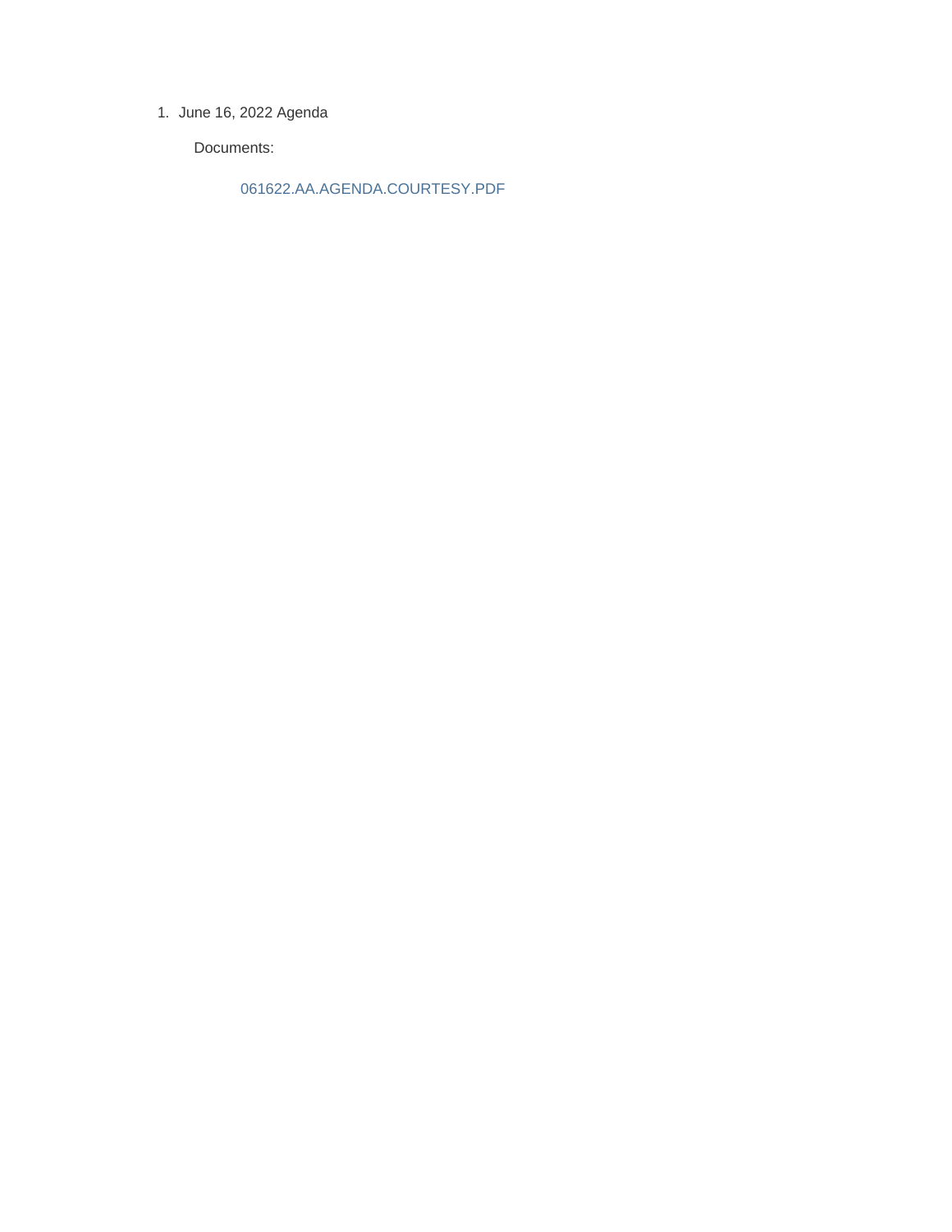1. June 16, 2022 Agenda

   Documents:

   061622.AA.AGENDA.COURTESY.PDF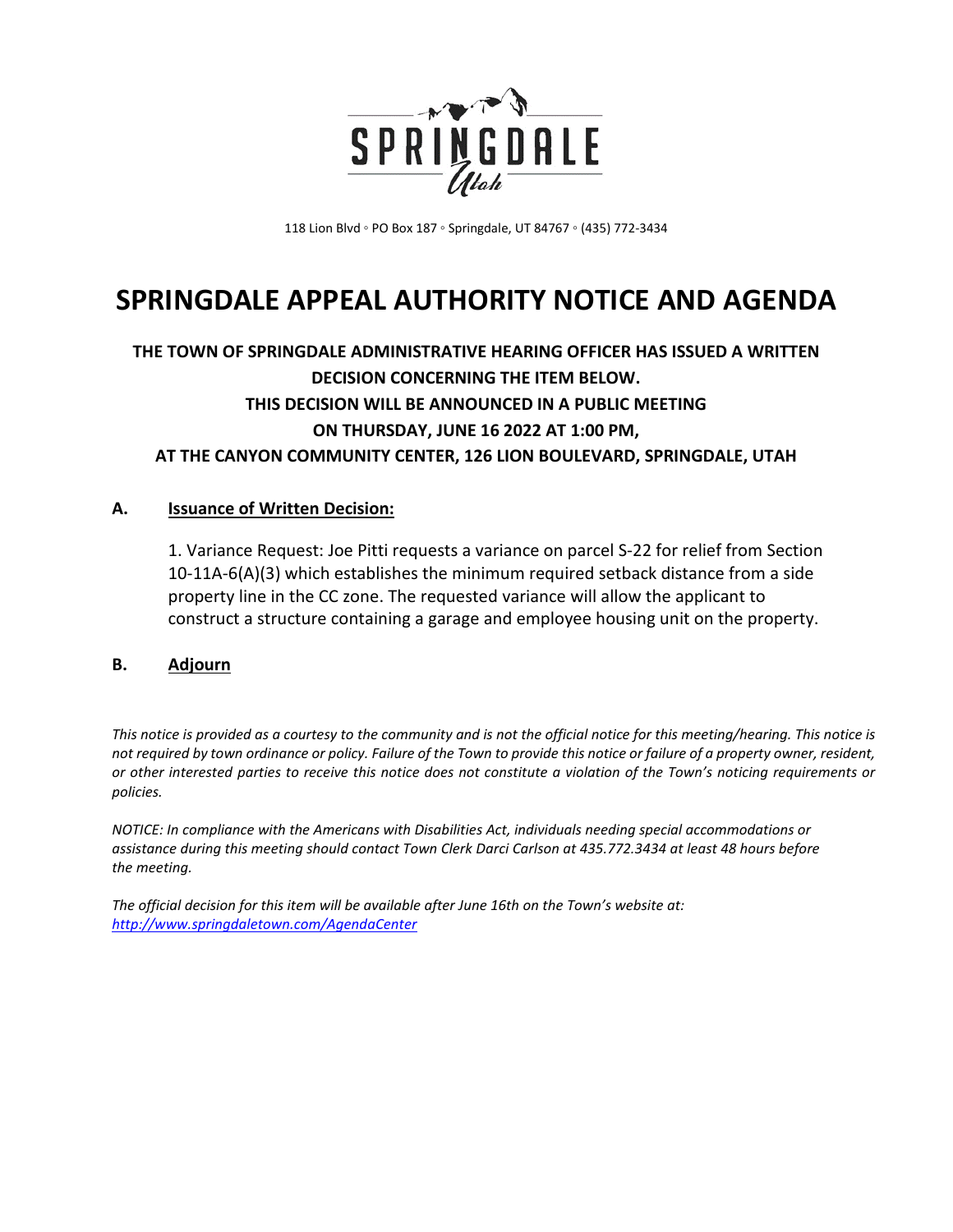118 Lion Blvd ◦ PO Box 187 ◦ Springdale, UT 84767 ◦ (435) 772-3434

# SPRINGDALE APPEAL AUTHORITY NOTICE AND AGENDA

**THE TOWN OF SPRINGDALE ADMINISTRATIVE HEARING OFFICER HAS ISSUED A WRITTEN DECISION CONCERNING THE ITEM BELOW.**
**THIS DECISION WILL BE ANNOUNCED IN A PUBLIC MEETING**
**ON THURSDAY, JUNE 16 2022 AT 1:00 PM,**
**AT THE CANYON COMMUNITY CENTER, 126 LION BOULEVARD, SPRINGDALE, UTAH**

## A. Issuance of Written Decision:

1. Variance Request: Joe Pitti requests a variance on parcel S-22 for relief from Section 10-11A-6(A)(3) which establishes the minimum required setback distance from a side property line in the CC zone. The requested variance will allow the applicant to construct a structure containing a garage and employee housing unit on the property.

## B. Adjourn

*This notice is provided as a courtesy to the community and is not the official notice for this meeting/hearing. This notice is not required by town ordinance or policy. Failure of the Town to provide this notice or failure of a property owner, resident, or other interested parties to receive this notice does not constitute a violation of the Town's noticing requirements or policies.*

*NOTICE: In compliance with the Americans with Disabilities Act, individuals needing special accommodations or assistance during this meeting should contact Town Clerk Darci Carlson at 435.772.3434 at least 48 hours before the meeting.*

*The official decision for this item will be available after June 16th on the Town's website at: http://www.springdaletown.com/AgendaCenter*